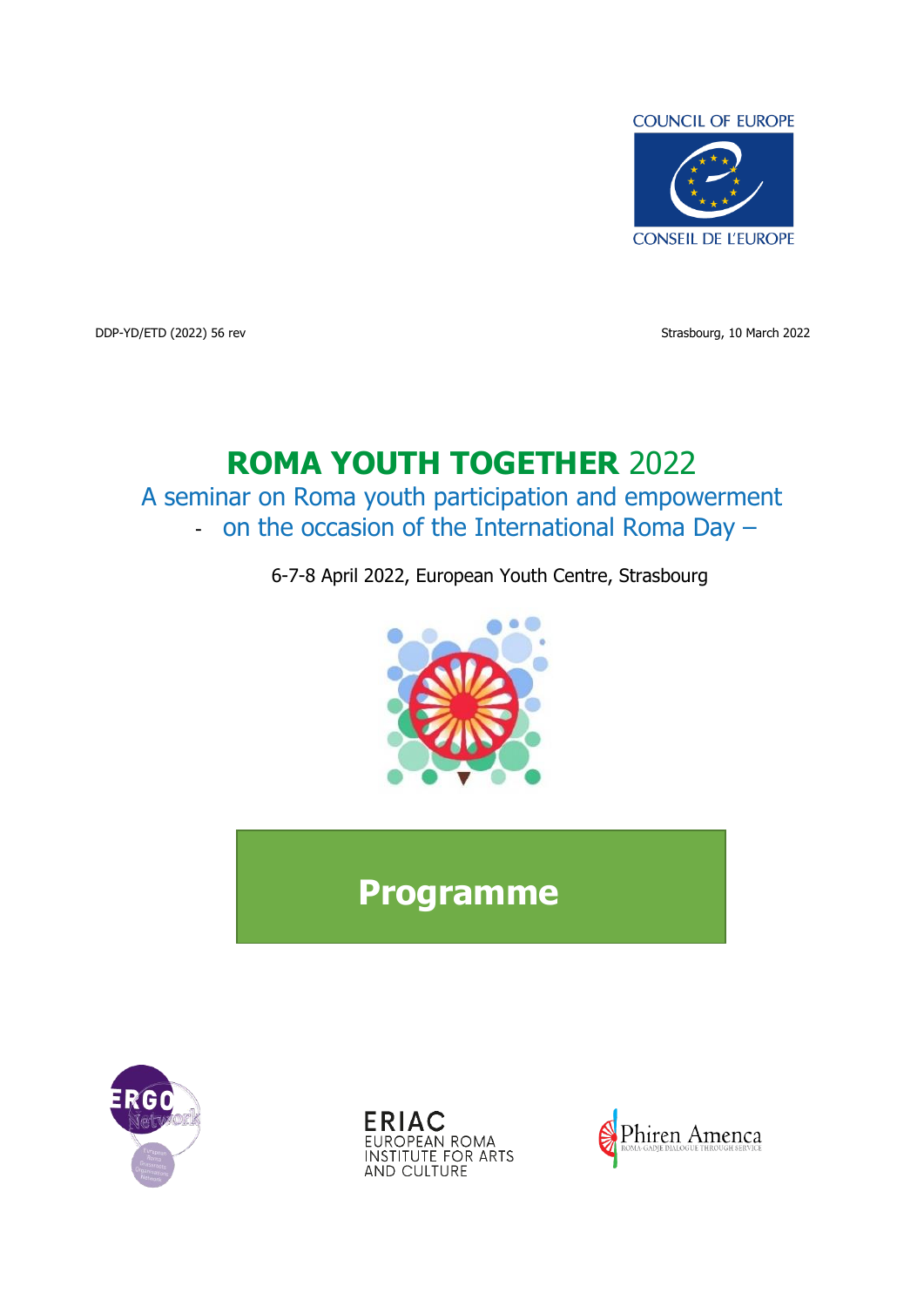COUNCIL OF EUROPE

CONSEIL DE L'EUROPE

DDP-YD/ETD (2022) 56 rev

Strasbourg, 10 March 2022

# ROMA YOUTH TOGETHER 2022

## A seminar on Roma youth participation and empowerment

## - on the occasion of the International Roma Day –

6-7-8 April 2022, European Youth Centre, Strasbourg

# Programme

ERGO Network

ERIAC EUROPEAN ROMA INSTITUTE FOR ARTS AND CULTURE

Phiren Amenca ROMA-GADJE DIALOGUE THROUGH SERVICE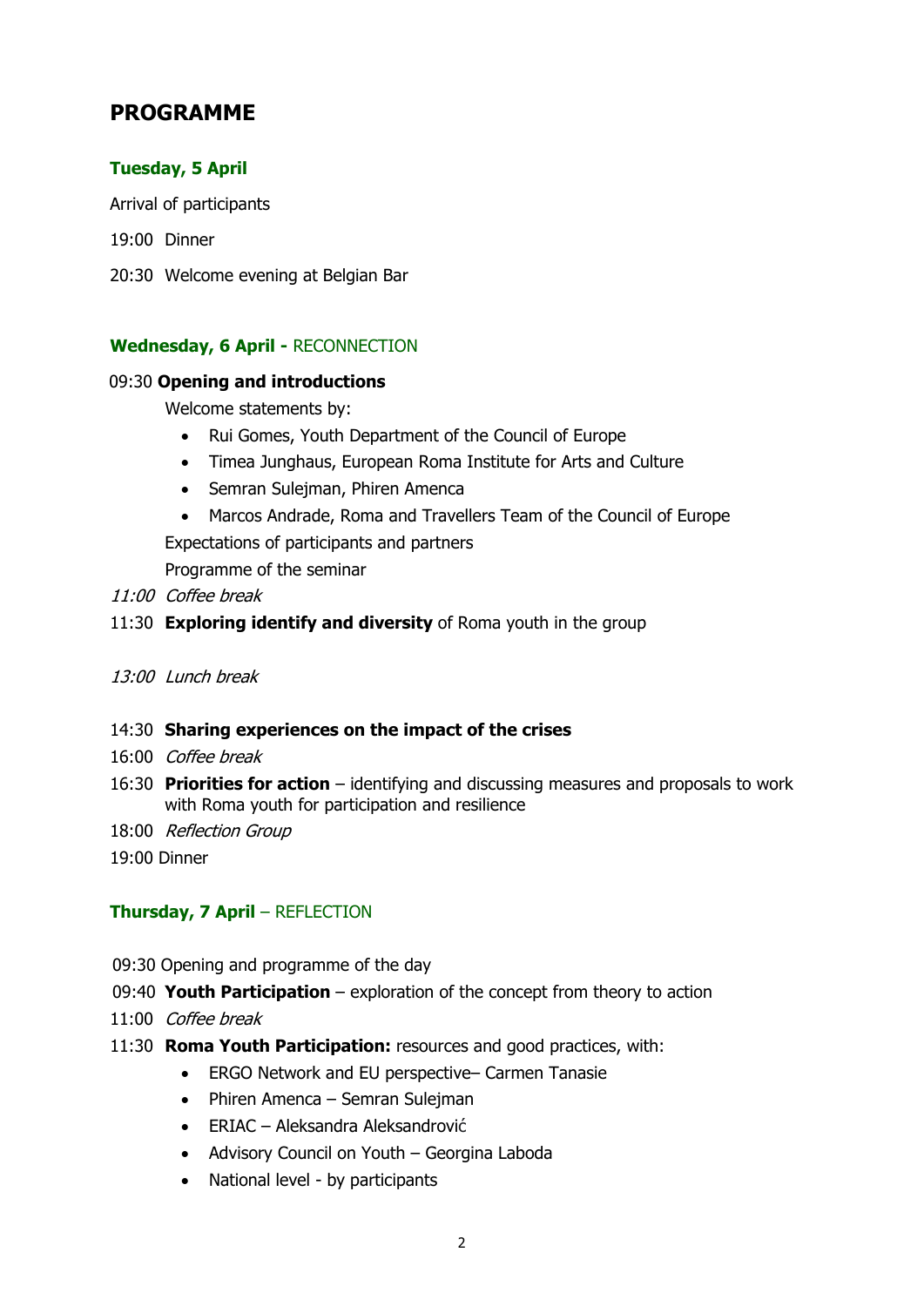# PROGRAMME

### Tuesday, 5 April

Arrival of participants

19:00 Dinner

20:30 Welcome evening at Belgian Bar

### Wednesday, 6 April - RECONNECTION

09:30 **Opening and introductions**

Welcome statements by:

- Rui Gomes, Youth Department of the Council of Europe
- Timea Junghaus, European Roma Institute for Arts and Culture
- Semran Sulejman, Phiren Amenca
- Marcos Andrade, Roma and Travellers Team of the Council of Europe

Expectations of participants and partners

Programme of the seminar

*11:00 Coffee break*

11:30 **Exploring identify and diversity** of Roma youth in the group

*13:00 Lunch break*

14:30 **Sharing experiences on the impact of the crises**

16:00 *Coffee break*

16:30 **Priorities for action** – identifying and discussing measures and proposals to work with Roma youth for participation and resilience

18:00 *Reflection Group*

19:00 Dinner

### Thursday, 7 April – REFLECTION

09:30 Opening and programme of the day

09:40 **Youth Participation** – exploration of the concept from theory to action

11:00 *Coffee break*

11:30 **Roma Youth Participation:** resources and good practices, with:

- ERGO Network and EU perspective– Carmen Tanasie
- Phiren Amenca – Semran Sulejman
- ERIAC – Aleksandra Aleksandrović
- Advisory Council on Youth – Georgina Laboda
- National level - by participants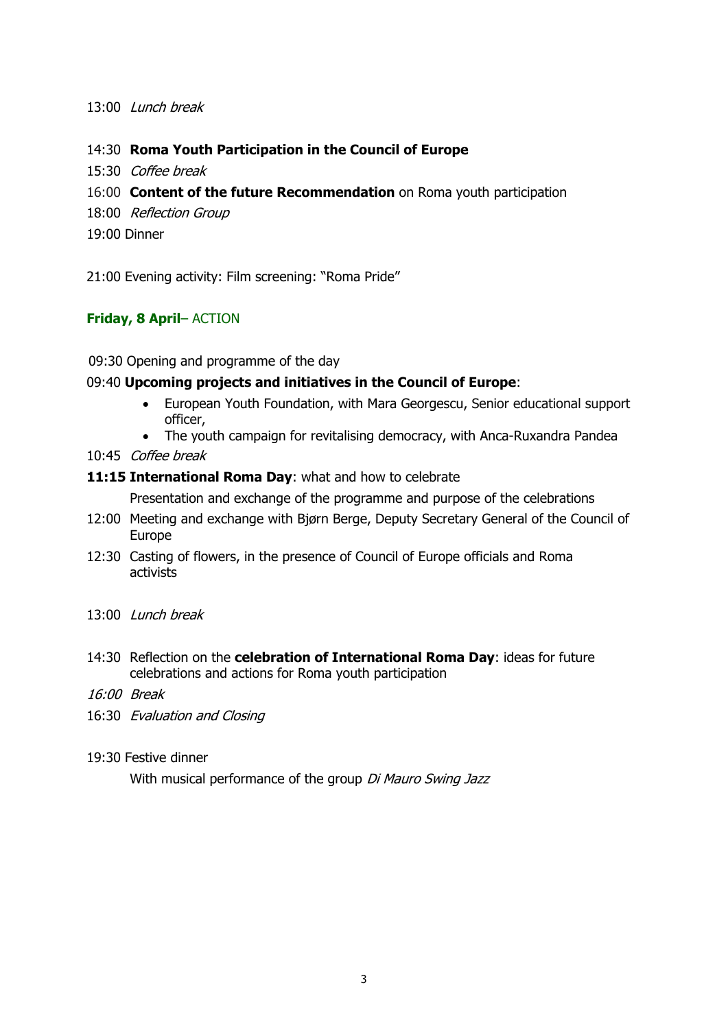13:00 *Lunch break*

14:30 **Roma Youth Participation in the Council of Europe**

15:30 *Coffee break*

16:00 **Content of the future Recommendation** on Roma youth participation

18:00 *Reflection Group*

19:00 Dinner

21:00 Evening activity: Film screening: "Roma Pride"

**Friday, 8 April**– ACTION

09:30 Opening and programme of the day

09:40 **Upcoming projects and initiatives in the Council of Europe**:

- European Youth Foundation, with Mara Georgescu, Senior educational support officer,
- The youth campaign for revitalising democracy, with Anca-Ruxandra Pandea

10:45 *Coffee break*

**11:15 International Roma Day**: what and how to celebrate

Presentation and exchange of the programme and purpose of the celebrations

12:00 Meeting and exchange with Bjørn Berge, Deputy Secretary General of the Council of Europe

12:30 Casting of flowers, in the presence of Council of Europe officials and Roma activists

13:00 *Lunch break*

14:30 Reflection on the **celebration of International Roma Day**: ideas for future celebrations and actions for Roma youth participation

*16:00 Break*

16:30 *Evaluation and Closing*

19:30 Festive dinner

With musical performance of the group *Di Mauro Swing Jazz*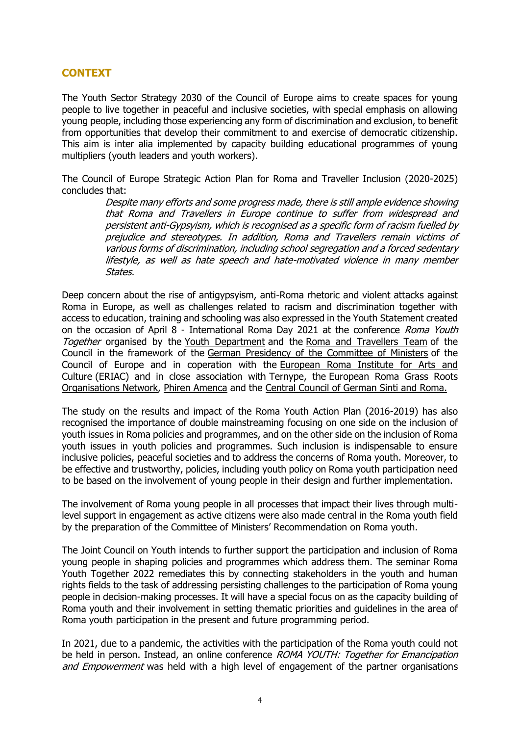## CONTEXT

The Youth Sector Strategy 2030 of the Council of Europe aims to create spaces for young people to live together in peaceful and inclusive societies, with special emphasis on allowing young people, including those experiencing any form of discrimination and exclusion, to benefit from opportunities that develop their commitment to and exercise of democratic citizenship. This aim is inter alia implemented by capacity building educational programmes of young multipliers (youth leaders and youth workers).

The Council of Europe Strategic Action Plan for Roma and Traveller Inclusion (2020-2025) concludes that:

> *Despite many efforts and some progress made, there is still ample evidence showing that Roma and Travellers in Europe continue to suffer from widespread and persistent anti-Gypsyism, which is recognised as a specific form of racism fuelled by prejudice and stereotypes. In addition, Roma and Travellers remain victims of various forms of discrimination, including school segregation and a forced sedentary lifestyle, as well as hate speech and hate-motivated violence in many member States.*

Deep concern about the rise of antigypsyism, anti-Roma rhetoric and violent attacks against Roma in Europe, as well as challenges related to racism and discrimination together with access to education, training and schooling was also expressed in the Youth Statement created on the occasion of April 8 - International Roma Day 2021 at the conference *Roma Youth Together* organised by the Youth Department and the Roma and Travellers Team of the Council in the framework of the German Presidency of the Committee of Ministers of the Council of Europe and in coperation with the European Roma Institute for Arts and Culture (ERIAC) and in close association with Ternype, the European Roma Grass Roots Organisations Network, Phiren Amenca and the Central Council of German Sinti and Roma.

The study on the results and impact of the Roma Youth Action Plan (2016-2019) has also recognised the importance of double mainstreaming focusing on one side on the inclusion of youth issues in Roma policies and programmes, and on the other side on the inclusion of Roma youth issues in youth policies and programmes. Such inclusion is indispensable to ensure inclusive policies, peaceful societies and to address the concerns of Roma youth. Moreover, to be effective and trustworthy, policies, including youth policy on Roma youth participation need to be based on the involvement of young people in their design and further implementation.

The involvement of Roma young people in all processes that impact their lives through multi-level support in engagement as active citizens were also made central in the Roma youth field by the preparation of the Committee of Ministers' Recommendation on Roma youth.

The Joint Council on Youth intends to further support the participation and inclusion of Roma young people in shaping policies and programmes which address them. The seminar Roma Youth Together 2022 remediates this by connecting stakeholders in the youth and human rights fields to the task of addressing persisting challenges to the participation of Roma young people in decision-making processes. It will have a special focus on as the capacity building of Roma youth and their involvement in setting thematic priorities and guidelines in the area of Roma youth participation in the present and future programming period.

In 2021, due to a pandemic, the activities with the participation of the Roma youth could not be held in person. Instead, an online conference *ROMA YOUTH: Together for Emancipation and Empowerment* was held with a high level of engagement of the partner organisations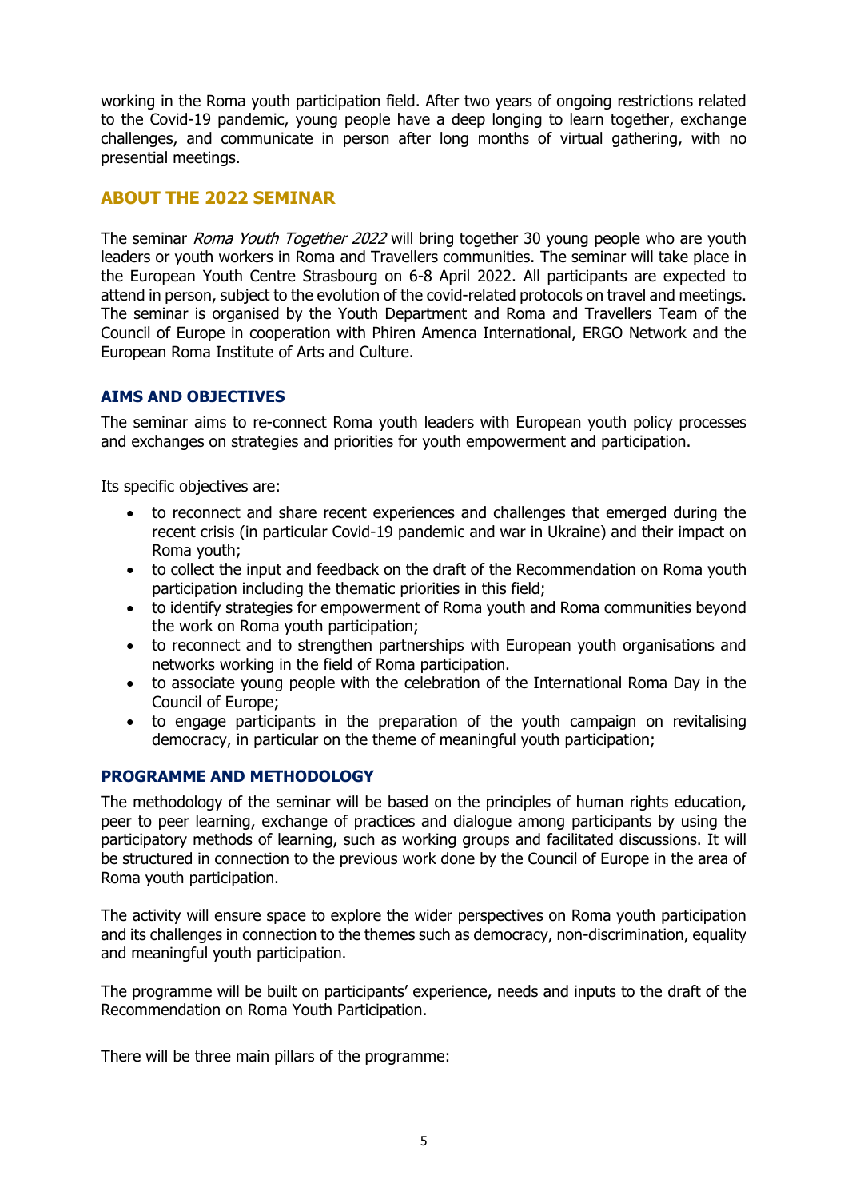working in the Roma youth participation field. After two years of ongoing restrictions related to the Covid-19 pandemic, young people have a deep longing to learn together, exchange challenges, and communicate in person after long months of virtual gathering, with no presential meetings.

## ABOUT THE 2022 SEMINAR

The seminar *Roma Youth Together 2022* will bring together 30 young people who are youth leaders or youth workers in Roma and Travellers communities. The seminar will take place in the European Youth Centre Strasbourg on 6-8 April 2022. All participants are expected to attend in person, subject to the evolution of the covid-related protocols on travel and meetings. The seminar is organised by the Youth Department and Roma and Travellers Team of the Council of Europe in cooperation with Phiren Amenca International, ERGO Network and the European Roma Institute of Arts and Culture.

### AIMS AND OBJECTIVES

The seminar aims to re-connect Roma youth leaders with European youth policy processes and exchanges on strategies and priorities for youth empowerment and participation.

Its specific objectives are:

- to reconnect and share recent experiences and challenges that emerged during the recent crisis (in particular Covid-19 pandemic and war in Ukraine) and their impact on Roma youth;
- to collect the input and feedback on the draft of the Recommendation on Roma youth participation including the thematic priorities in this field;
- to identify strategies for empowerment of Roma youth and Roma communities beyond the work on Roma youth participation;
- to reconnect and to strengthen partnerships with European youth organisations and networks working in the field of Roma participation.
- to associate young people with the celebration of the International Roma Day in the Council of Europe;
- to engage participants in the preparation of the youth campaign on revitalising democracy, in particular on the theme of meaningful youth participation;

### PROGRAMME AND METHODOLOGY

The methodology of the seminar will be based on the principles of human rights education, peer to peer learning, exchange of practices and dialogue among participants by using the participatory methods of learning, such as working groups and facilitated discussions. It will be structured in connection to the previous work done by the Council of Europe in the area of Roma youth participation.

The activity will ensure space to explore the wider perspectives on Roma youth participation and its challenges in connection to the themes such as democracy, non-discrimination, equality and meaningful youth participation.

The programme will be built on participants' experience, needs and inputs to the draft of the Recommendation on Roma Youth Participation.

There will be three main pillars of the programme: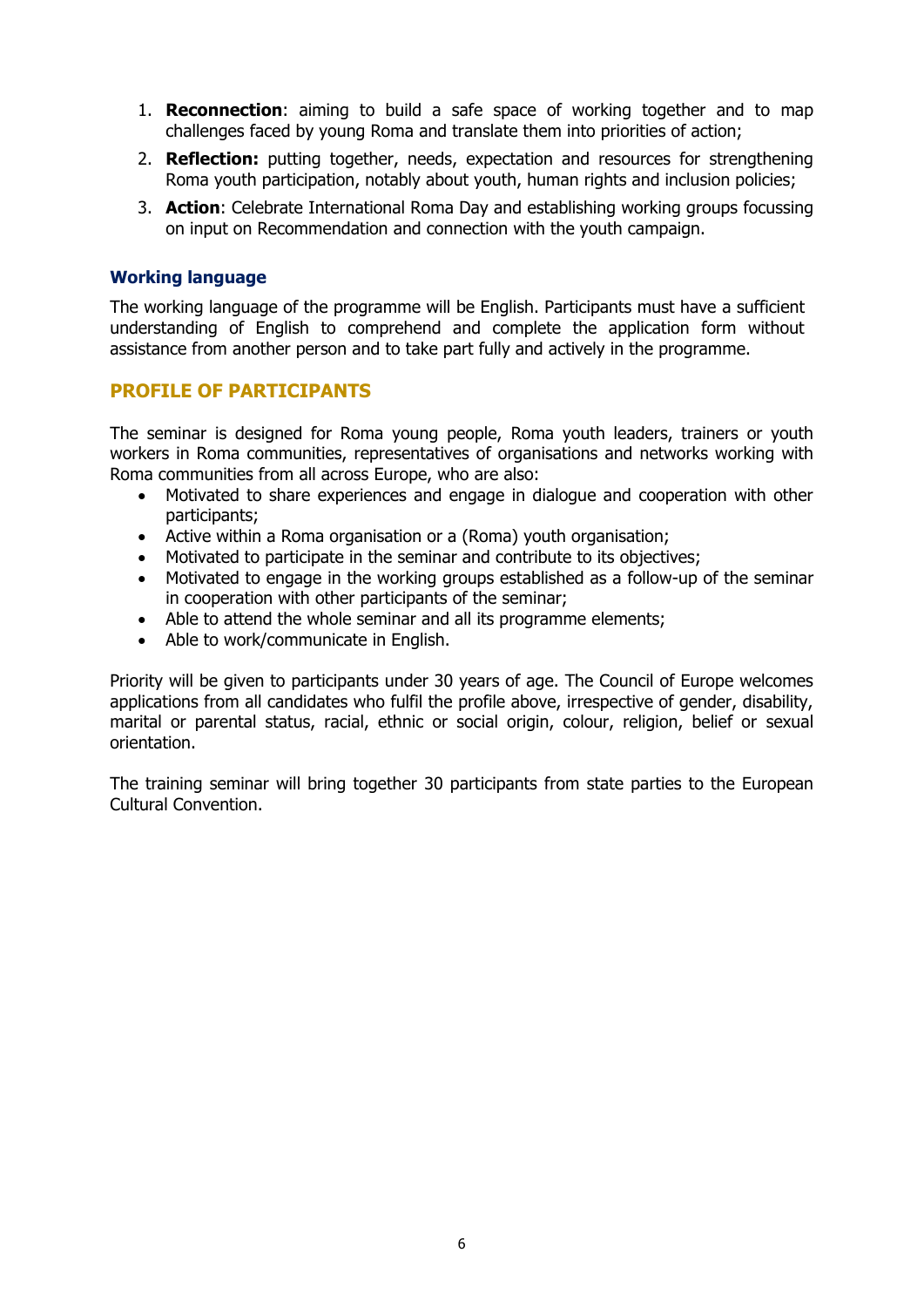1. **Reconnection**: aiming to build a safe space of working together and to map challenges faced by young Roma and translate them into priorities of action;
2. **Reflection:** putting together, needs, expectation and resources for strengthening Roma youth participation, notably about youth, human rights and inclusion policies;
3. **Action**: Celebrate International Roma Day and establishing working groups focussing on input on Recommendation and connection with the youth campaign.

### Working language

The working language of the programme will be English. Participants must have a sufficient understanding of English to comprehend and complete the application form without assistance from another person and to take part fully and actively in the programme.

## PROFILE OF PARTICIPANTS

The seminar is designed for Roma young people, Roma youth leaders, trainers or youth workers in Roma communities, representatives of organisations and networks working with Roma communities from all across Europe, who are also:

- Motivated to share experiences and engage in dialogue and cooperation with other participants;
- Active within a Roma organisation or a (Roma) youth organisation;
- Motivated to participate in the seminar and contribute to its objectives;
- Motivated to engage in the working groups established as a follow-up of the seminar in cooperation with other participants of the seminar;
- Able to attend the whole seminar and all its programme elements;
- Able to work/communicate in English.

Priority will be given to participants under 30 years of age. The Council of Europe welcomes applications from all candidates who fulfil the profile above, irrespective of gender, disability, marital or parental status, racial, ethnic or social origin, colour, religion, belief or sexual orientation.

The training seminar will bring together 30 participants from state parties to the European Cultural Convention.